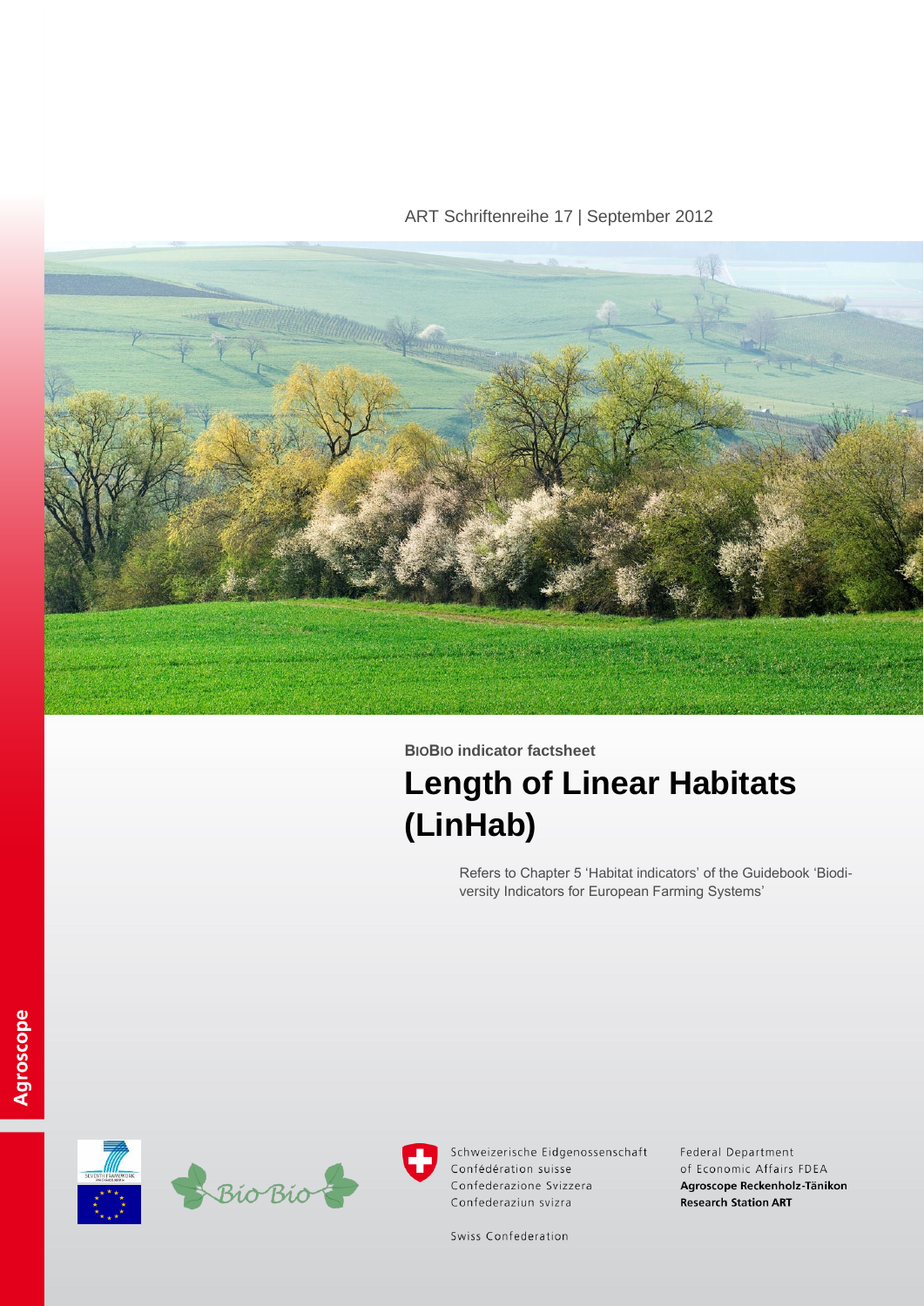ART Schriftenreihe 17 | September 2012

**BioBio indicator factsheet**

# Length of Linear Habitats (LinHab)

Refers to Chapter 5 'Habitat indicators' of the Guidebook 'Biodiversity Indicators for European Farming Systems'

Agroscope

Schweizerische Eidgenossenschaft
Confédération suisse
Confederazione Svizzera
Confederaziun svizra

Swiss Confederation

Federal Department of Economic Affairs FDEA
**Agroscope Reckenholz-Tänikon Research Station ART**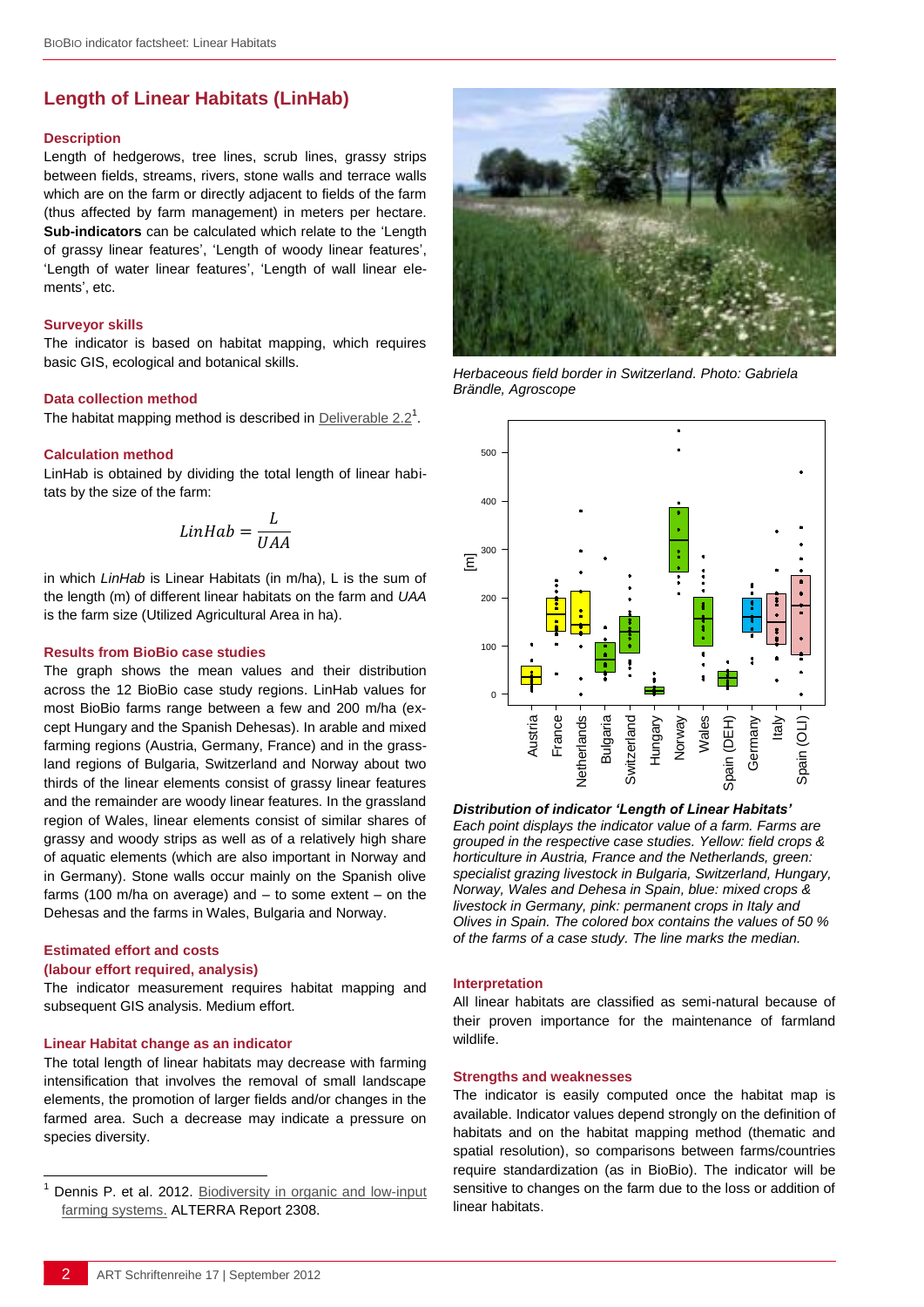## Length of Linear Habitats (LinHab)

### Description

Length of hedgerows, tree lines, scrub lines, grassy strips between fields, streams, rivers, stone walls and terrace walls which are on the farm or directly adjacent to fields of the farm (thus affected by farm management) in meters per hectare. **Sub-indicators** can be calculated which relate to the 'Length of grassy linear features', 'Length of woody linear features', 'Length of water linear features', 'Length of wall linear elements', etc.

### Surveyor skills

The indicator is based on habitat mapping, which requires basic GIS, ecological and botanical skills.

### Data collection method

The habitat mapping method is described in Deliverable 2.2[1].

### Calculation method

LinHab is obtained by dividing the total length of linear habitats by the size of the farm:

$$LinHab = \frac{L}{UAA}$$

in which *LinHab* is Linear Habitats (in m/ha), L is the sum of the length (m) of different linear habitats on the farm and *UAA* is the farm size (Utilized Agricultural Area in ha).

### Results from BioBio case studies

The graph shows the mean values and their distribution across the 12 BioBio case study regions. LinHab values for most BioBio farms range between a few and 200 m/ha (except Hungary and the Spanish Dehesas). In arable and mixed farming regions (Austria, Germany, France) and in the grassland regions of Bulgaria, Switzerland and Norway about two thirds of the linear elements consist of grassy linear features and the remainder are woody linear features. In the grassland region of Wales, linear elements consist of similar shares of grassy and woody strips as well as of a relatively high share of aquatic elements (which are also important in Norway and in Germany). Stone walls occur mainly on the Spanish olive farms (100 m/ha on average) and – to some extent – on the Dehesas and the farms in Wales, Bulgaria and Norway.

### Estimated effort and costs (labour effort required, analysis)

The indicator measurement requires habitat mapping and subsequent GIS analysis. Medium effort.

### Linear Habitat change as an indicator

The total length of linear habitats may decrease with farming intensification that involves the removal of small landscape elements, the promotion of larger fields and/or changes in the farmed area. Such a decrease may indicate a pressure on species diversity.

[1] Dennis P. et al. 2012. Biodiversity in organic and low-input farming systems. ALTERRA Report 2308.

*Herbaceous field border in Switzerland. Photo: Gabriela Brändle, Agroscope*

***Distribution of indicator 'Length of Linear Habitats'***
*Each point displays the indicator value of a farm. Farms are grouped in the respective case studies. Yellow: field crops & horticulture in Austria, France and the Netherlands, green: specialist grazing livestock in Bulgaria, Switzerland, Hungary, Norway, Wales and Dehesa in Spain, blue: mixed crops & livestock in Germany, pink: permanent crops in Italy and Olives in Spain. The colored box contains the values of 50 % of the farms of a case study. The line marks the median.*

### Interpretation

All linear habitats are classified as semi-natural because of their proven importance for the maintenance of farmland wildlife.

### Strengths and weaknesses

The indicator is easily computed once the habitat map is available. Indicator values depend strongly on the definition of habitats and on the habitat mapping method (thematic and spatial resolution), so comparisons between farms/countries require standardization (as in BioBio). The indicator will be sensitive to changes on the farm due to the loss or addition of linear habitats.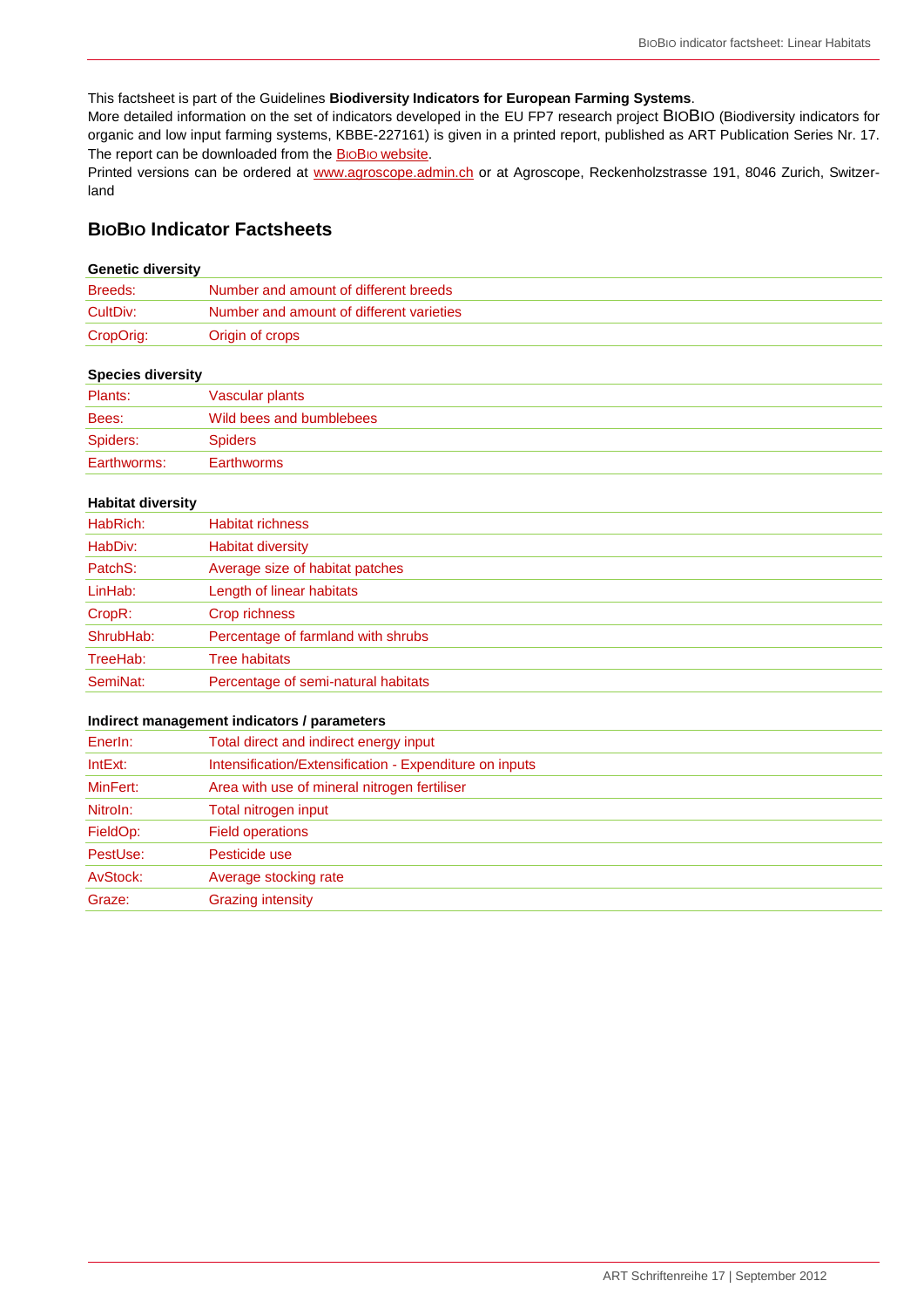This factsheet is part of the Guidelines **Biodiversity Indicators for European Farming Systems**.
More detailed information on the set of indicators developed in the EU FP7 research project BIOBIO (Biodiversity indicators for organic and low input farming systems, KBBE-227161) is given in a printed report, published as ART Publication Series Nr. 17. The report can be downloaded from the BIOBIO website.
Printed versions can be ordered at www.agroscope.admin.ch or at Agroscope, Reckenholzstrasse 191, 8046 Zurich, Switzerland

## BIOBIO Indicator Factsheets

**Genetic diversity**

| | |
|---|---|
| Breeds: | Number and amount of different breeds |
| CultDiv: | Number and amount of different varieties |
| CropOrig: | Origin of crops |

**Species diversity**

| | |
|---|---|
| Plants: | Vascular plants |
| Bees: | Wild bees and bumblebees |
| Spiders: | Spiders |
| Earthworms: | Earthworms |

**Habitat diversity**

| | |
|---|---|
| HabRich: | Habitat richness |
| HabDiv: | Habitat diversity |
| PatchS: | Average size of habitat patches |
| LinHab: | Length of linear habitats |
| CropR: | Crop richness |
| ShrubHab: | Percentage of farmland with shrubs |
| TreeHab: | Tree habitats |
| SemiNat: | Percentage of semi-natural habitats |

**Indirect management indicators / parameters**

| | |
|---|---|
| EnerIn: | Total direct and indirect energy input |
| IntExt: | Intensification/Extensification - Expenditure on inputs |
| MinFert: | Area with use of mineral nitrogen fertiliser |
| NitroIn: | Total nitrogen input |
| FieldOp: | Field operations |
| PestUse: | Pesticide use |
| AvStock: | Average stocking rate |
| Graze: | Grazing intensity |